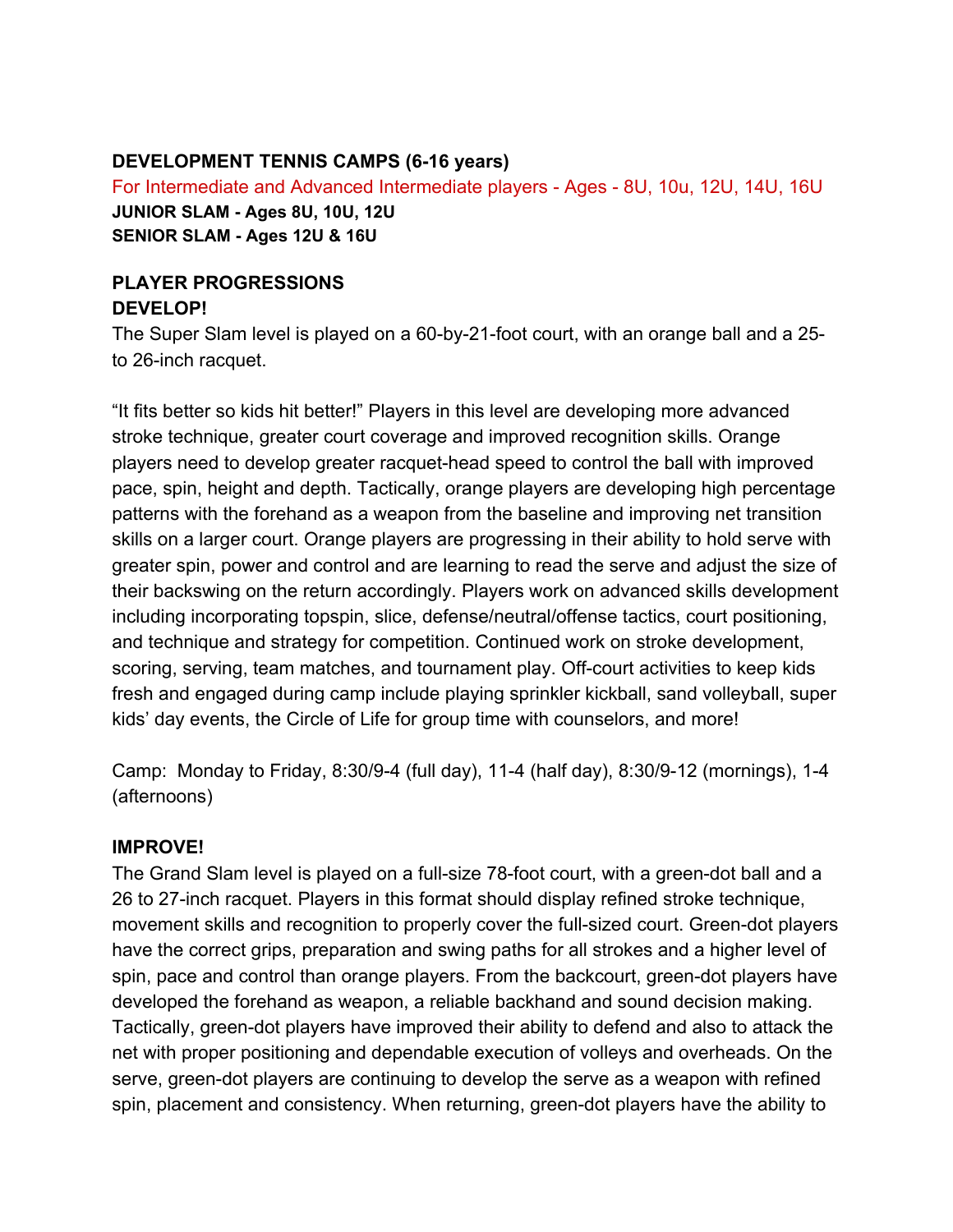**DEVELOPMENT TENNIS CAMPS (6-16 years)**

For Intermediate and Advanced Intermediate players - Ages - 8U, 10u, 12U, 14U, 16U

**JUNIOR SLAM - Ages 8U, 10U, 12U**

**SENIOR SLAM - Ages 12U & 16U**

**PLAYER PROGRESSIONS**

**DEVELOP!**

The Super Slam level is played on a 60-by-21-foot court, with an orange ball and a 25- to 26-inch racquet.

"It fits better so kids hit better!" Players in this level are developing more advanced stroke technique, greater court coverage and improved recognition skills. Orange players need to develop greater racquet-head speed to control the ball with improved pace, spin, height and depth. Tactically, orange players are developing high percentage patterns with the forehand as a weapon from the baseline and improving net transition skills on a larger court. Orange players are progressing in their ability to hold serve with greater spin, power and control and are learning to read the serve and adjust the size of their backswing on the return accordingly. Players work on advanced skills development including incorporating topspin, slice, defense/neutral/offense tactics, court positioning, and technique and strategy for competition. Continued work on stroke development, scoring, serving, team matches, and tournament play. Off-court activities to keep kids fresh and engaged during camp include playing sprinkler kickball, sand volleyball, super kids' day events, the Circle of Life for group time with counselors, and more!

Camp: Monday to Friday, 8:30/9-4 (full day), 11-4 (half day), 8:30/9-12 (mornings), 1-4 (afternoons)

**IMPROVE!**

The Grand Slam level is played on a full-size 78-foot court, with a green-dot ball and a 26 to 27-inch racquet. Players in this format should display refined stroke technique, movement skills and recognition to properly cover the full-sized court. Green-dot players have the correct grips, preparation and swing paths for all strokes and a higher level of spin, pace and control than orange players. From the backcourt, green-dot players have developed the forehand as weapon, a reliable backhand and sound decision making. Tactically, green-dot players have improved their ability to defend and also to attack the net with proper positioning and dependable execution of volleys and overheads. On the serve, green-dot players are continuing to develop the serve as a weapon with refined spin, placement and consistency. When returning, green-dot players have the ability to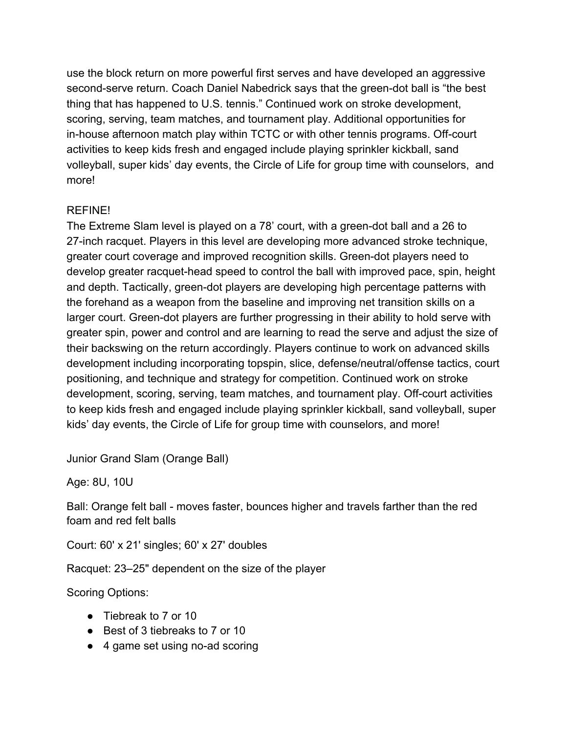use the block return on more powerful first serves and have developed an aggressive second-serve return. Coach Daniel Nabedrick says that the green-dot ball is "the best thing that has happened to U.S. tennis." Continued work on stroke development, scoring, serving, team matches, and tournament play. Additional opportunities for in-house afternoon match play within TCTC or with other tennis programs. Off-court activities to keep kids fresh and engaged include playing sprinkler kickball, sand volleyball, super kids' day events, the Circle of Life for group time with counselors, and more!

REFINE!

The Extreme Slam level is played on a 78' court, with a green-dot ball and a 26 to 27-inch racquet. Players in this level are developing more advanced stroke technique, greater court coverage and improved recognition skills. Green-dot players need to develop greater racquet-head speed to control the ball with improved pace, spin, height and depth. Tactically, green-dot players are developing high percentage patterns with the forehand as a weapon from the baseline and improving net transition skills on a larger court. Green-dot players are further progressing in their ability to hold serve with greater spin, power and control and are learning to read the serve and adjust the size of their backswing on the return accordingly. Players continue to work on advanced skills development including incorporating topspin, slice, defense/neutral/offense tactics, court positioning, and technique and strategy for competition. Continued work on stroke development, scoring, serving, team matches, and tournament play. Off-court activities to keep kids fresh and engaged include playing sprinkler kickball, sand volleyball, super kids' day events, the Circle of Life for group time with counselors, and more!

Junior Grand Slam (Orange Ball)

Age: 8U, 10U

Ball: Orange felt ball - moves faster, bounces higher and travels farther than the red foam and red felt balls

Court: 60' x 21' singles; 60' x 27' doubles

Racquet: 23–25" dependent on the size of the player

Scoring Options:

- Tiebreak to 7 or 10
- Best of 3 tiebreaks to 7 or 10
- 4 game set using no-ad scoring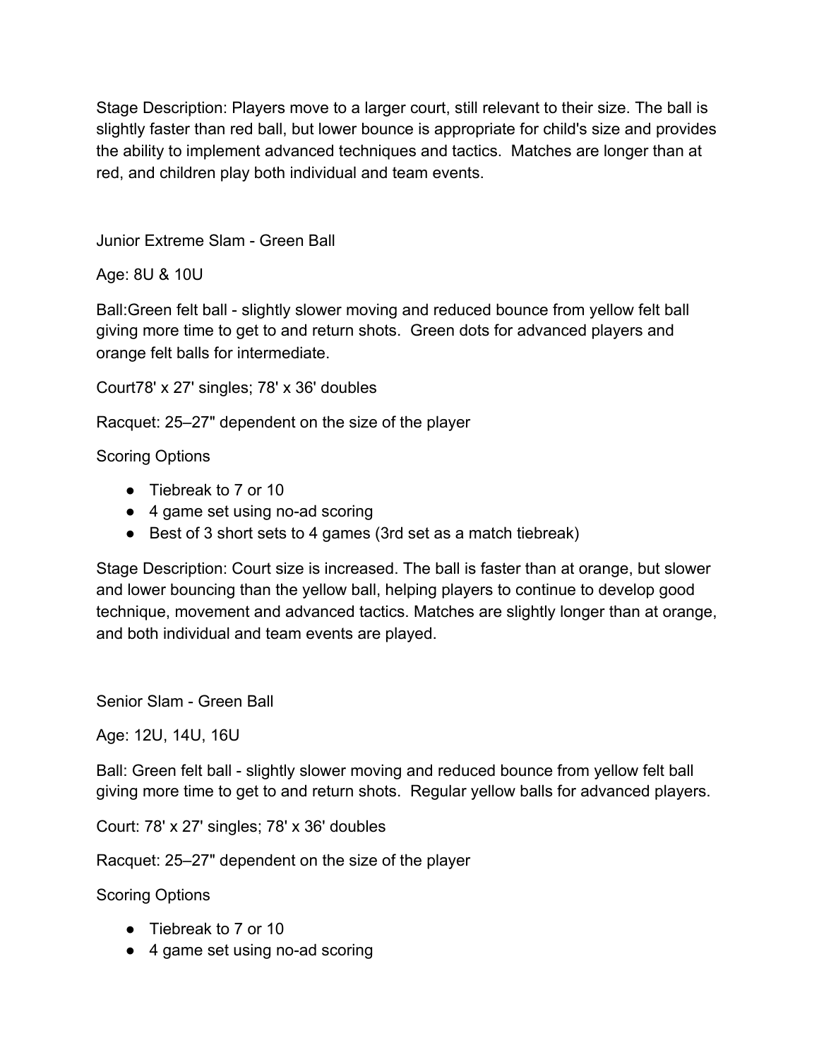Stage Description: Players move to a larger court, still relevant to their size. The ball is slightly faster than red ball, but lower bounce is appropriate for child's size and provides the ability to implement advanced techniques and tactics.  Matches are longer than at red, and children play both individual and team events.

Junior Extreme Slam - Green Ball

Age: 8U & 10U

Ball:Green felt ball - slightly slower moving and reduced bounce from yellow felt ball giving more time to get to and return shots.  Green dots for advanced players and orange felt balls for intermediate.

Court78' x 27' singles; 78' x 36' doubles

Racquet: 25–27" dependent on the size of the player

Scoring Options

- Tiebreak to 7 or 10
- 4 game set using no-ad scoring
- Best of 3 short sets to 4 games (3rd set as a match tiebreak)

Stage Description: Court size is increased. The ball is faster than at orange, but slower and lower bouncing than the yellow ball, helping players to continue to develop good technique, movement and advanced tactics. Matches are slightly longer than at orange, and both individual and team events are played.

Senior Slam - Green Ball

Age: 12U, 14U, 16U

Ball: Green felt ball - slightly slower moving and reduced bounce from yellow felt ball giving more time to get to and return shots.  Regular yellow balls for advanced players.

Court: 78' x 27' singles; 78' x 36' doubles

Racquet: 25–27" dependent on the size of the player

Scoring Options

- Tiebreak to 7 or 10
- 4 game set using no-ad scoring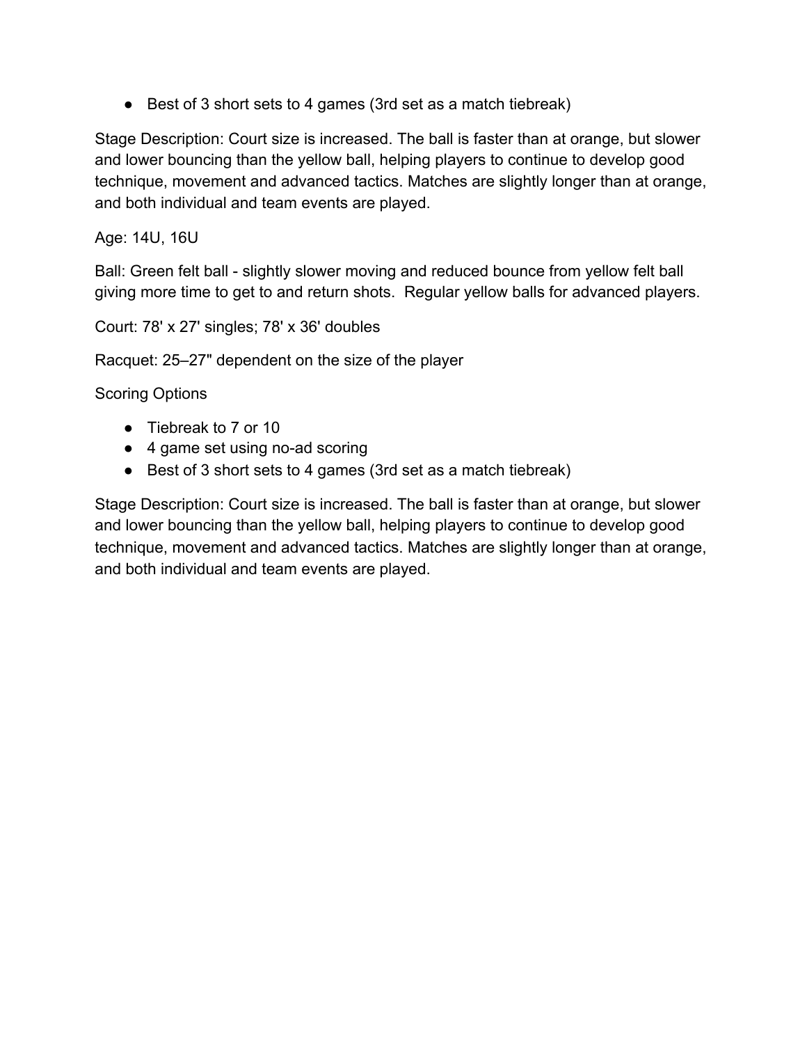- Best of 3 short sets to 4 games (3rd set as a match tiebreak)

Stage Description: Court size is increased. The ball is faster than at orange, but slower and lower bouncing than the yellow ball, helping players to continue to develop good technique, movement and advanced tactics. Matches are slightly longer than at orange, and both individual and team events are played.

Age: 14U, 16U

Ball: Green felt ball - slightly slower moving and reduced bounce from yellow felt ball giving more time to get to and return shots. Regular yellow balls for advanced players.

Court: 78' x 27' singles; 78' x 36' doubles

Racquet: 25–27" dependent on the size of the player

Scoring Options

- Tiebreak to 7 or 10
- 4 game set using no-ad scoring
- Best of 3 short sets to 4 games (3rd set as a match tiebreak)

Stage Description: Court size is increased. The ball is faster than at orange, but slower and lower bouncing than the yellow ball, helping players to continue to develop good technique, movement and advanced tactics. Matches are slightly longer than at orange, and both individual and team events are played.